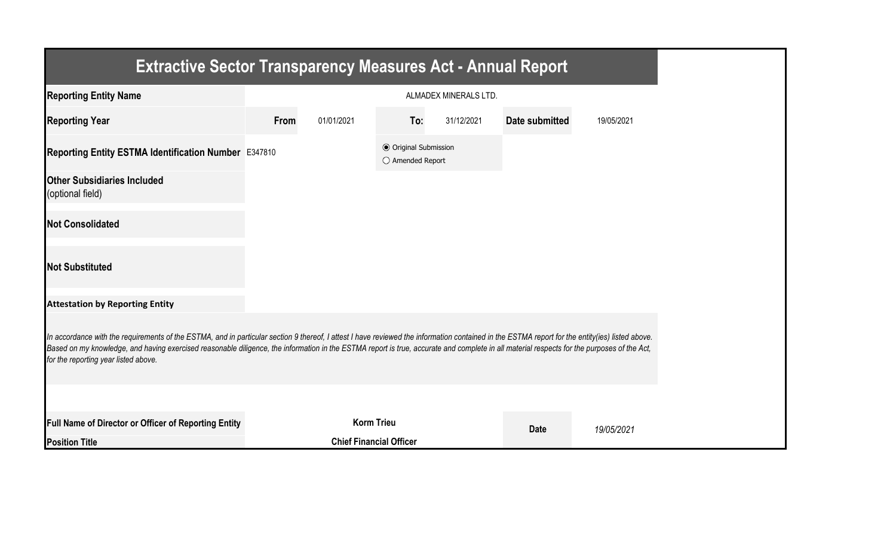# Extractive Sector Transparency Measures Act - Annual Report

| | | | | | | |
|---|---|---|---|---|---|---|
| **Reporting Entity Name** | ALMADEX MINERALS LTD. | | | | | |
| **Reporting Year** | **From** | 01/01/2021 | **To:** | 31/12/2021 | **Date submitted** | 19/05/2021 |
| **Reporting Entity ESTMA Identification Number** | E347810 | | ◉ Original Submission<br>○ Amended Report | | | |
| **Other Subsidiaries Included** (optional field) | | | | | | |
| **Not Consolidated** | | | | | | |
| **Not Substituted** | | | | | | |

**Attestation by Reporting Entity**

*In accordance with the requirements of the ESTMA, and in particular section 9 thereof, I attest I have reviewed the information contained in the ESTMA report for the entity(ies) listed above. Based on my knowledge, and having exercised reasonable diligence, the information in the ESTMA report is true, accurate and complete in all material respects for the purposes of the Act, for the reporting year listed above.*

| | | | |
|---|---|---|---|
| **Full Name of Director or Officer of Reporting Entity** | **Korm Trieu** | **Date** | *19/05/2021* |
| **Position Title** | **Chief Financial Officer** | | |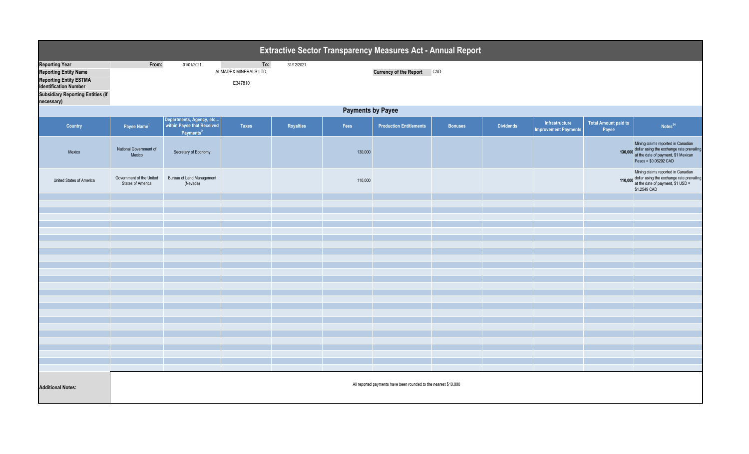# Extractive Sector Transparency Measures Act - Annual Report

| | | | | |
|---|---|---|---|---|
| **Reporting Year** | From: | 01/01/2021 | To: | 31/12/2021 |
| **Reporting Entity Name** | ALMADEX MINERALS LTD. | | **Currency of the Report** | CAD |
| **Reporting Entity ESTMA Identification Number** | E347810 | | | |
| **Subsidiary Reporting Entities (if necessary)** | | | | |

## Payments by Payee

| Country | Payee Name[1] | Departments, Agency, etc... within Payee that Received Payments[2] | Taxes | Royalties | Fees | Production Entitlements | Bonuses | Dividends | Infrastructure Improvement Payments | Total Amount paid to Payee | Notes[34] |
|---|---|---|---|---|---|---|---|---|---|---|---|
| Mexico | National Government of Mexico | Secretary of Economy | | | 130,000 | | | | | 130,000 | Mining claims reported in Canadian dollar using the exchange rate prevailing at the date of payment, $1 Mexican Pesos = $0.06292 CAD |
| United States of America | Government of the United States of America | Bureau of Land Management (Nevada) | | | 110,000 | | | | | 110,000 | Mining claims reported in Canadian dollar using the exchange rate prevailing at the date of payment, $1 USD = $1.2549 CAD |

**Additional Notes:**

All reported payments have been rounded to the nearest $10,000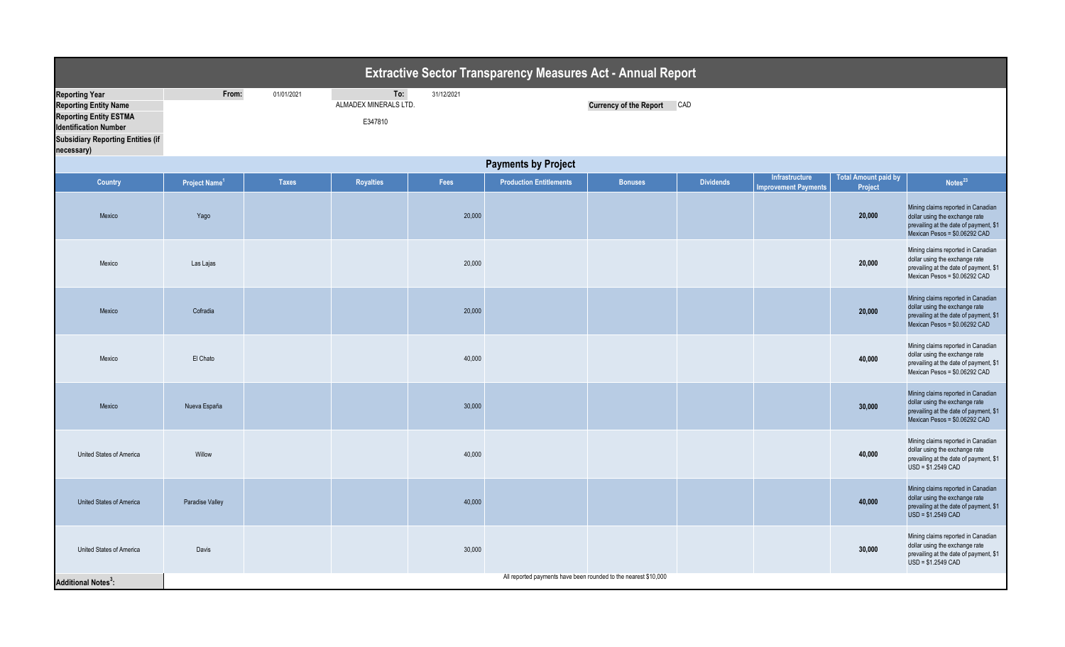# Extractive Sector Transparency Measures Act - Annual Report

| | | | | | |
|---|---|---|---|---|---|
| **Reporting Year** | From: | 01/01/2021 | To: | 31/12/2021 | |
| **Reporting Entity Name** | | | ALMADEX MINERALS LTD. | | **Currency of the Report** CAD |
| **Reporting Entity ESTMA Identification Number** | | | E347810 | | |
| **Subsidiary Reporting Entities (if necessary)** | | | | | |

## Payments by Project

| Country | Project Name[1] | Taxes | Royalties | Fees | Production Entitlements | Bonuses | Dividends | Infrastructure Improvement Payments | Total Amount paid by Project | Notes[23] |
|---|---|---|---|---|---|---|---|---|---|---|
| Mexico | Yago | | | 20,000 | | | | | **20,000** | Mining claims reported in Canadian dollar using the exchange rate prevailing at the date of payment, $1 Mexican Pesos = $0.06292 CAD |
| Mexico | Las Lajas | | | 20,000 | | | | | **20,000** | Mining claims reported in Canadian dollar using the exchange rate prevailing at the date of payment, $1 Mexican Pesos = $0.06292 CAD |
| Mexico | Cofradia | | | 20,000 | | | | | **20,000** | Mining claims reported in Canadian dollar using the exchange rate prevailing at the date of payment, $1 Mexican Pesos = $0.06292 CAD |
| Mexico | El Chato | | | 40,000 | | | | | **40,000** | Mining claims reported in Canadian dollar using the exchange rate prevailing at the date of payment, $1 Mexican Pesos = $0.06292 CAD |
| Mexico | Nueva España | | | 30,000 | | | | | **30,000** | Mining claims reported in Canadian dollar using the exchange rate prevailing at the date of payment, $1 Mexican Pesos = $0.06292 CAD |
| United States of America | Willow | | | 40,000 | | | | | **40,000** | Mining claims reported in Canadian dollar using the exchange rate prevailing at the date of payment, $1 USD = $1.2549 CAD |
| United States of America | Paradise Valley | | | 40,000 | | | | | **40,000** | Mining claims reported in Canadian dollar using the exchange rate prevailing at the date of payment, $1 USD = $1.2549 CAD |
| United States of America | Davis | | | 30,000 | | | | | **30,000** | Mining claims reported in Canadian dollar using the exchange rate prevailing at the date of payment, $1 USD = $1.2549 CAD |

**Additional Notes[3]:** All reported payments have been rounded to the nearest $10,000